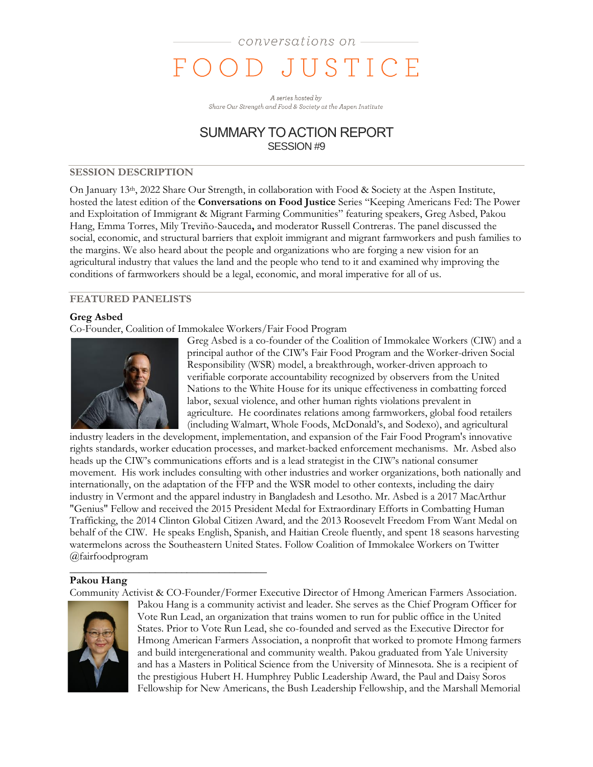conversations on

# FOOD JUSTICE

*A series hosted by*
*Share Our Strength and Food & Society at the Aspen Institute*

## SUMMARY TO ACTION REPORT
### SESSION #9

## SESSION DESCRIPTION

On January 13th, 2022 Share Our Strength, in collaboration with Food & Society at the Aspen Institute, hosted the latest edition of the **Conversations on Food Justice** Series "Keeping Americans Fed: The Power and Exploitation of Immigrant & Migrant Farming Communities" featuring speakers, Greg Asbed, Pakou Hang, Emma Torres, Mily Treviño-Sauceda**,** and moderator Russell Contreras. The panel discussed the social, economic, and structural barriers that exploit immigrant and migrant farmworkers and push families to the margins. We also heard about the people and organizations who are forging a new vision for an agricultural industry that values the land and the people who tend to it and examined why improving the conditions of farmworkers should be a legal, economic, and moral imperative for all of us.

## FEATURED PANELISTS

**Greg Asbed**
Co-Founder, Coalition of Immokalee Workers/Fair Food Program

Greg Asbed is a co-founder of the Coalition of Immokalee Workers (CIW) and a principal author of the CIW's Fair Food Program and the Worker-driven Social Responsibility (WSR) model, a breakthrough, worker-driven approach to verifiable corporate accountability recognized by observers from the United Nations to the White House for its unique effectiveness in combatting forced labor, sexual violence, and other human rights violations prevalent in agriculture. He coordinates relations among farmworkers, global food retailers (including Walmart, Whole Foods, McDonald's, and Sodexo), and agricultural industry leaders in the development, implementation, and expansion of the Fair Food Program's innovative rights standards, worker education processes, and worker-backed enforcement mechanisms. Mr. Asbed also heads up the CIW's communications efforts and is a lead strategist in the CIW's national consumer movement. His work includes consulting with other industries and worker organizations, both nationally and internationally, on the adaptation of the FFP and the WSR model to other contexts, including the dairy industry in Vermont and the apparel industry in Bangladesh and Lesotho. Mr. Asbed is a 2017 MacArthur "Genius" Fellow and received the 2015 President Medal for Extraordinary Efforts in Combatting Human Trafficking, the 2014 Clinton Global Citizen Award, and the 2013 Roosevelt Freedom From Want Medal on behalf of the CIW. He speaks English, Spanish, and Haitian Creole fluently, and spent 18 seasons harvesting watermelons across the Southeastern United States. Follow Coalition of Immokalee Workers on Twitter @fairfoodprogram

---

**Pakou Hang**
Community Activist & CO-Founder/Former Executive Director of Hmong American Farmers Association.

Pakou Hang is a community activist and leader. She serves as the Chief Program Officer for Vote Run Lead, an organization that trains women to run for public office in the United States. Prior to Vote Run Lead, she co-founded and served as the Executive Director for Hmong American Farmers Association, a nonprofit that worked to promote Hmong farmers and build intergenerational and community wealth. Pakou graduated from Yale University and has a Masters in Political Science from the University of Minnesota. She is a recipient of the prestigious Hubert H. Humphrey Public Leadership Award, the Paul and Daisy Soros Fellowship for New Americans, the Bush Leadership Fellowship, and the Marshall Memorial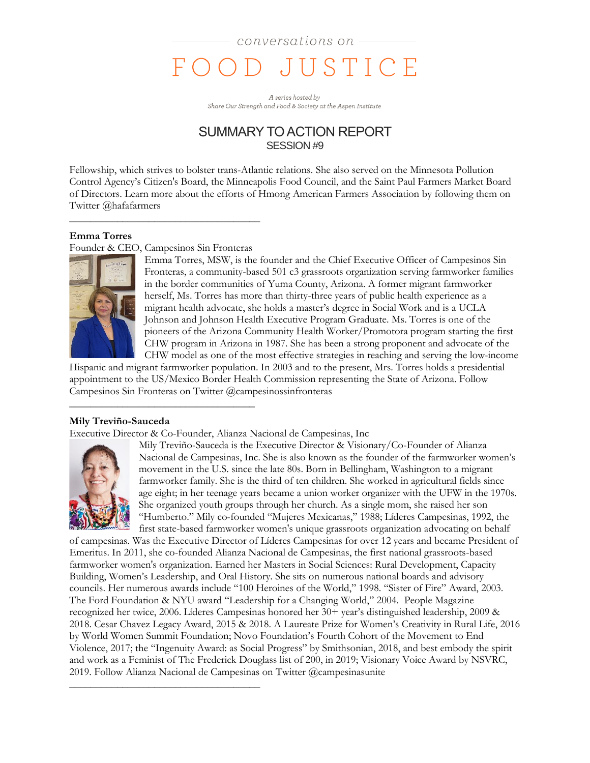Fellowship, which strives to bolster trans-Atlantic relations. She also served on the Minnesota Pollution Control Agency's Citizen's Board, the Minneapolis Food Council, and the Saint Paul Farmers Market Board of Directors. Learn more about the efforts of Hmong American Farmers Association by following them on Twitter @hafafarmers

---

**Emma Torres**
Founder & CEO, Campesinos Sin Fronteras

Emma Torres, MSW, is the founder and the Chief Executive Officer of Campesinos Sin Fronteras, a community-based 501 c3 grassroots organization serving farmworker families in the border communities of Yuma County, Arizona. A former migrant farmworker herself, Ms. Torres has more than thirty-three years of public health experience as a migrant health advocate, she holds a master's degree in Social Work and is a UCLA Johnson and Johnson Health Executive Program Graduate. Ms. Torres is one of the pioneers of the Arizona Community Health Worker/Promotora program starting the first CHW program in Arizona in 1987. She has been a strong proponent and advocate of the CHW model as one of the most effective strategies in reaching and serving the low-income Hispanic and migrant farmworker population. In 2003 and to the present, Mrs. Torres holds a presidential appointment to the US/Mexico Border Health Commission representing the State of Arizona. Follow Campesinos Sin Fronteras on Twitter @campesinossinfronteras

---

**Mily Treviño-Sauceda**
Executive Director & Co-Founder, Alianza Nacional de Campesinas, Inc

Mily Treviño-Sauceda is the Executive Director & Visionary/Co-Founder of Alianza Nacional de Campesinas, Inc. She is also known as the founder of the farmworker women's movement in the U.S. since the late 80s. Born in Bellingham, Washington to a migrant farmworker family. She is the third of ten children. She worked in agricultural fields since age eight; in her teenage years became a union worker organizer with the UFW in the 1970s. She organized youth groups through her church. As a single mom, she raised her son "Humberto." Mily co-founded "Mujeres Mexicanas," 1988; Líderes Campesinas, 1992, the first state-based farmworker women's unique grassroots organization advocating on behalf of campesinas. Was the Executive Director of Líderes Campesinas for over 12 years and became President of Emeritus. In 2011, she co-founded Alianza Nacional de Campesinas, the first national grassroots-based farmworker women's organization. Earned her Masters in Social Sciences: Rural Development, Capacity Building, Women's Leadership, and Oral History. She sits on numerous national boards and advisory councils. Her numerous awards include "100 Heroines of the World," 1998. "Sister of Fire" Award, 2003. The Ford Foundation & NYU award "Leadership for a Changing World," 2004. People Magazine recognized her twice, 2006. Líderes Campesinas honored her 30+ year's distinguished leadership, 2009 & 2018. Cesar Chavez Legacy Award, 2015 & 2018. A Laureate Prize for Women's Creativity in Rural Life, 2016 by World Women Summit Foundation; Novo Foundation's Fourth Cohort of the Movement to End Violence, 2017; the "Ingenuity Award: as Social Progress" by Smithsonian, 2018, and best embody the spirit and work as a Feminist of The Frederick Douglass list of 200, in 2019; Visionary Voice Award by NSVRC, 2019. Follow Alianza Nacional de Campesinas on Twitter @campesinasunite

---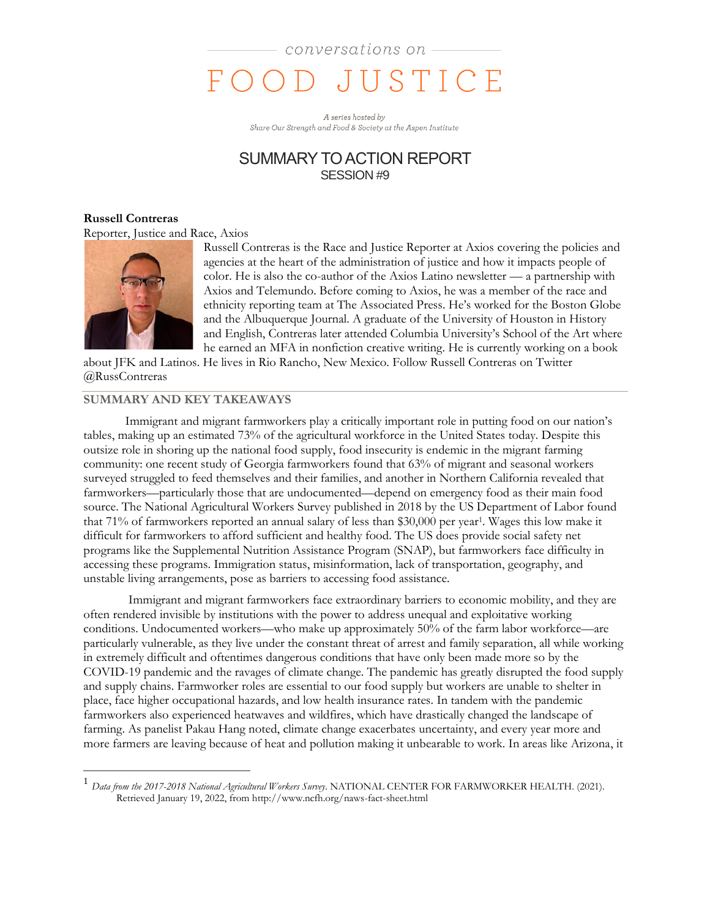conversations on

# FOOD JUSTICE

*A series hosted by Share Our Strength and Food & Society at the Aspen Institute*

## SUMMARY TO ACTION REPORT
### SESSION #9

**Russell Contreras**
Reporter, Justice and Race, Axios

Russell Contreras is the Race and Justice Reporter at Axios covering the policies and agencies at the heart of the administration of justice and how it impacts people of color. He is also the co-author of the Axios Latino newsletter — a partnership with Axios and Telemundo. Before coming to Axios, he was a member of the race and ethnicity reporting team at The Associated Press. He's worked for the Boston Globe and the Albuquerque Journal. A graduate of the University of Houston in History and English, Contreras later attended Columbia University's School of the Art where he earned an MFA in nonfiction creative writing. He is currently working on a book about JFK and Latinos. He lives in Rio Rancho, New Mexico. Follow Russell Contreras on Twitter @RussContreras

### SUMMARY AND KEY TAKEAWAYS

Immigrant and migrant farmworkers play a critically important role in putting food on our nation's tables, making up an estimated 73% of the agricultural workforce in the United States today. Despite this outsize role in shoring up the national food supply, food insecurity is endemic in the migrant farming community: one recent study of Georgia farmworkers found that 63% of migrant and seasonal workers surveyed struggled to feed themselves and their families, and another in Northern California revealed that farmworkers—particularly those that are undocumented—depend on emergency food as their main food source. The National Agricultural Workers Survey published in 2018 by the US Department of Labor found that 71% of farmworkers reported an annual salary of less than $30,000 per year[1]. Wages this low make it difficult for farmworkers to afford sufficient and healthy food. The US does provide social safety net programs like the Supplemental Nutrition Assistance Program (SNAP), but farmworkers face difficulty in accessing these programs. Immigration status, misinformation, lack of transportation, geography, and unstable living arrangements, pose as barriers to accessing food assistance.

Immigrant and migrant farmworkers face extraordinary barriers to economic mobility, and they are often rendered invisible by institutions with the power to address unequal and exploitative working conditions. Undocumented workers—who make up approximately 50% of the farm labor workforce—are particularly vulnerable, as they live under the constant threat of arrest and family separation, all while working in extremely difficult and oftentimes dangerous conditions that have only been made more so by the COVID-19 pandemic and the ravages of climate change. The pandemic has greatly disrupted the food supply and supply chains. Farmworker roles are essential to our food supply but workers are unable to shelter in place, face higher occupational hazards, and low health insurance rates. In tandem with the pandemic farmworkers also experienced heatwaves and wildfires, which have drastically changed the landscape of farming. As panelist Pakau Hang noted, climate change exacerbates uncertainty, and every year more and more farmers are leaving because of heat and pollution making it unbearable to work. In areas like Arizona, it

---

[1] *Data from the 2017-2018 National Agricultural Workers Survey*. NATIONAL CENTER FOR FARMWORKER HEALTH. (2021). Retrieved January 19, 2022, from http://www.ncfh.org/naws-fact-sheet.html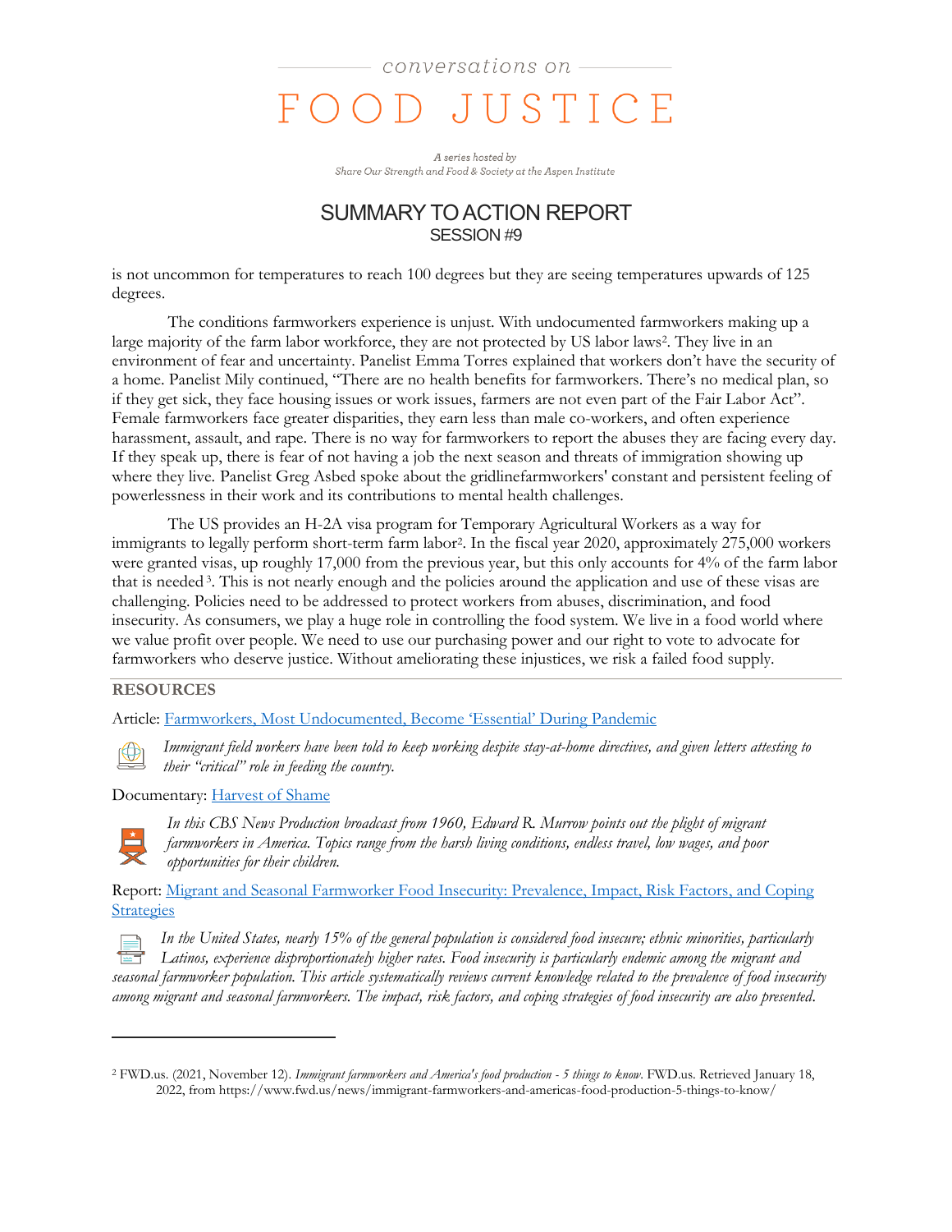is not uncommon for temperatures to reach 100 degrees but they are seeing temperatures upwards of 125 degrees.

The conditions farmworkers experience is unjust. With undocumented farmworkers making up a large majority of the farm labor workforce, they are not protected by US labor laws[2]. They live in an environment of fear and uncertainty. Panelist Emma Torres explained that workers don't have the security of a home. Panelist Mily continued, "There are no health benefits for farmworkers. There's no medical plan, so if they get sick, they face housing issues or work issues, farmers are not even part of the Fair Labor Act". Female farmworkers face greater disparities, they earn less than male co-workers, and often experience harassment, assault, and rape. There is no way for farmworkers to report the abuses they are facing every day. If they speak up, there is fear of not having a job the next season and threats of immigration showing up where they live. Panelist Greg Asbed spoke about the gridlinefarmworkers' constant and persistent feeling of powerlessness in their work and its contributions to mental health challenges.

The US provides an H-2A visa program for Temporary Agricultural Workers as a way for immigrants to legally perform short-term farm labor[2]. In the fiscal year 2020, approximately 275,000 workers were granted visas, up roughly 17,000 from the previous year, but this only accounts for 4% of the farm labor that is needed[3]. This is not nearly enough and the policies around the application and use of these visas are challenging. Policies need to be addressed to protect workers from abuses, discrimination, and food insecurity. As consumers, we play a huge role in controlling the food system. We live in a food world where we value profit over people. We need to use our purchasing power and our right to vote to advocate for farmworkers who deserve justice. Without ameliorating these injustices, we risk a failed food supply.

## RESOURCES

Article: Farmworkers, Most Undocumented, Become 'Essential' During Pandemic

*Immigrant field workers have been told to keep working despite stay-at-home directives, and given letters attesting to their "critical" role in feeding the country.*

Documentary: Harvest of Shame

*In this CBS News Production broadcast from 1960, Edward R. Murrow points out the plight of migrant farmworkers in America. Topics range from the harsh living conditions, endless travel, low wages, and poor opportunities for their children.*

Report: Migrant and Seasonal Farmworker Food Insecurity: Prevalence, Impact, Risk Factors, and Coping Strategies

*In the United States, nearly 15% of the general population is considered food insecure; ethnic minorities, particularly Latinos, experience disproportionately higher rates. Food insecurity is particularly endemic among the migrant and seasonal farmworker population. This article systematically reviews current knowledge related to the prevalence of food insecurity among migrant and seasonal farmworkers. The impact, risk factors, and coping strategies of food insecurity are also presented.*

---

[2] FWD.us. (2021, November 12). *Immigrant farmworkers and America's food production - 5 things to know*. FWD.us. Retrieved January 18, 2022, from https://www.fwd.us/news/immigrant-farmworkers-and-americas-food-production-5-things-to-know/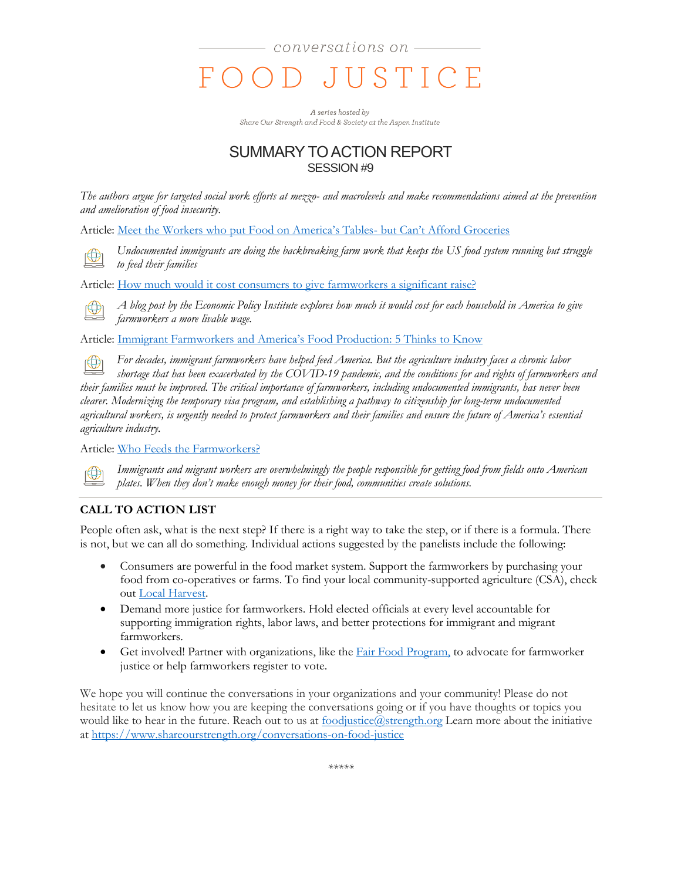conversations on

# FOOD JUSTICE

*A series hosted by*
*Share Our Strength and Food & Society at the Aspen Institute*

## SUMMARY TO ACTION REPORT
### SESSION #9

*The authors argue for targeted social work efforts at mezzo- and macrolevels and make recommendations aimed at the prevention and amelioration of food insecurity.*

Article: Meet the Workers who put Food on America's Tables- but Can't Afford Groceries

*Undocumented immigrants are doing the backbreaking farm work that keeps the US food system running but struggle to feed their families*

Article: How much would it cost consumers to give farmworkers a significant raise?

*A blog post by the Economic Policy Institute explores how much it would cost for each household in America to give farmworkers a more livable wage.*

Article: Immigrant Farmworkers and America's Food Production: 5 Thinks to Know

*For decades, immigrant farmworkers have helped feed America. But the agriculture industry faces a chronic labor shortage that has been exacerbated by the COVID-19 pandemic, and the conditions for and rights of farmworkers and their families must be improved. The critical importance of farmworkers, including undocumented immigrants, has never been clearer. Modernizing the temporary visa program, and establishing a pathway to citizenship for long-term undocumented agricultural workers, is urgently needed to protect farmworkers and their families and ensure the future of America's essential agriculture industry.*

Article: Who Feeds the Farmworkers?

*Immigrants and migrant workers are overwhelmingly the people responsible for getting food from fields onto American plates. When they don't make enough money for their food, communities create solutions.*

---

### CALL TO ACTION LIST

People often ask, what is the next step? If there is a right way to take the step, or if there is a formula. There is not, but we can all do something. Individual actions suggested by the panelists include the following:

- Consumers are powerful in the food market system. Support the farmworkers by purchasing your food from co-operatives or farms. To find your local community-supported agriculture (CSA), check out Local Harvest.
- Demand more justice for farmworkers. Hold elected officials at every level accountable for supporting immigration rights, labor laws, and better protections for immigrant and migrant farmworkers.
- Get involved! Partner with organizations, like the Fair Food Program, to advocate for farmworker justice or help farmworkers register to vote.

We hope you will continue the conversations in your organizations and your community! Please do not hesitate to let us know how you are keeping the conversations going or if you have thoughts or topics you would like to hear in the future. Reach out to us at foodjustice@strength.org Learn more about the initiative at https://www.shareourstrength.org/conversations-on-food-justice

*****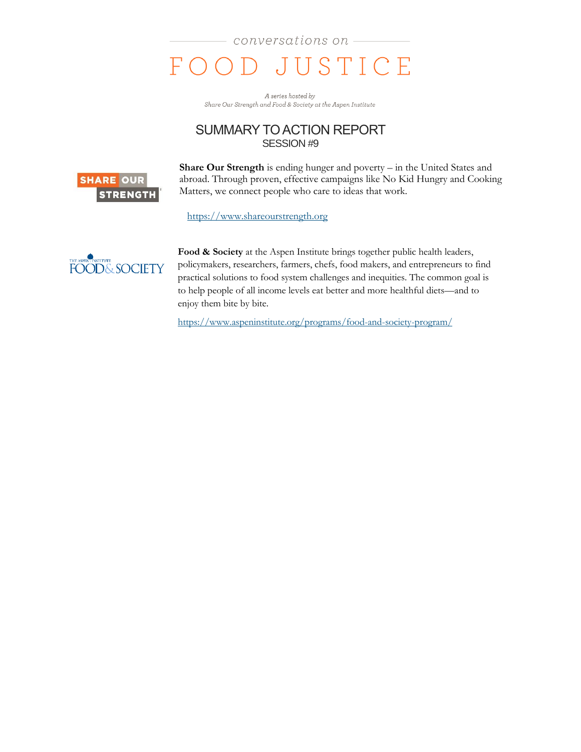conversations on

# FOOD JUSTICE

*A series hosted by*
*Share Our Strength and Food & Society at the Aspen Institute*

## SUMMARY TO ACTION REPORT
SESSION #9

**Share Our Strength** is ending hunger and poverty – in the United States and abroad. Through proven, effective campaigns like No Kid Hungry and Cooking Matters, we connect people who care to ideas that work.

https://www.shareourstrength.org

**Food & Society** at the Aspen Institute brings together public health leaders, policymakers, researchers, farmers, chefs, food makers, and entrepreneurs to find practical solutions to food system challenges and inequities. The common goal is to help people of all income levels eat better and more healthful diets—and to enjoy them bite by bite.

https://www.aspeninstitute.org/programs/food-and-society-program/